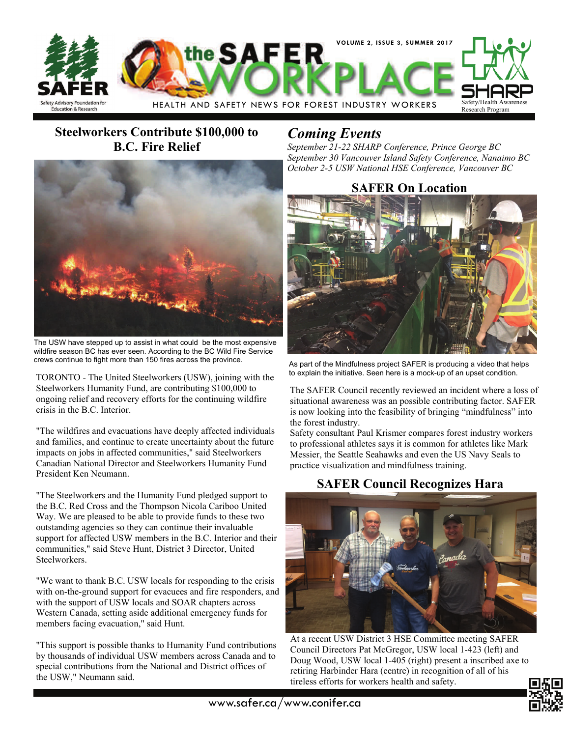# the SAFER WORKPLACE

HEALTH AND SAFETY NEWS FOR FOREST INDUSTRY WORKERS

SAFER — Safety Advisory Foundation for Education & Research

SHARP — Safety/Health Awareness Research Program

VOLUME 2, ISSUE 3, SUMMER 2017

## Steelworkers Contribute $100,000 to B.C. Fire Relief

The USW have stepped up to assist in what could be the most expensive wildfire season BC has ever seen. According to the BC Wild Fire Service crews continue to fight more than 150 fires across the province.

TORONTO - The United Steelworkers (USW), joining with the Steelworkers Humanity Fund, are contributing $100,000 to ongoing relief and recovery efforts for the continuing wildfire crisis in the B.C. Interior.

"The wildfires and evacuations have deeply affected individuals and families, and continue to create uncertainty about the future impacts on jobs in affected communities," said Steelworkers Canadian National Director and Steelworkers Humanity Fund President Ken Neumann.

"The Steelworkers and the Humanity Fund pledged support to the B.C. Red Cross and the Thompson Nicola Cariboo United Way. We are pleased to be able to provide funds to these two outstanding agencies so they can continue their invaluable support for affected USW members in the B.C. Interior and their communities," said Steve Hunt, District 3 Director, United Steelworkers.

"We want to thank B.C. USW locals for responding to the crisis with on-the-ground support for evacuees and fire responders, and with the support of USW locals and SOAR chapters across Western Canada, setting aside additional emergency funds for members facing evacuation," said Hunt.

"This support is possible thanks to Humanity Fund contributions by thousands of individual USW members across Canada and to special contributions from the National and District offices of the USW," Neumann said.

## *Coming Events*

*September 21-22 SHARP Conference, Prince George BC*

*September 30 Vancouver Island Safety Conference, Nanaimo BC*

*October 2-5 USW National HSE Conference, Vancouver BC*

## SAFER On Location

As part of the Mindfulness project SAFER is producing a video that helps to explain the initiative. Seen here is a mock-up of an upset condition.

The SAFER Council recently reviewed an incident where a loss of situational awareness was an possible contributing factor. SAFER is now looking into the feasibility of bringing "mindfulness" into the forest industry.

Safety consultant Paul Krismer compares forest industry workers to professional athletes says it is common for athletes like Mark Messier, the Seattle Seahawks and even the US Navy Seals to practice visualization and mindfulness training.

## SAFER Council Recognizes Hara

At a recent USW District 3 HSE Committee meeting SAFER Council Directors Pat McGregor, USW local 1-423 (left) and Doug Wood, USW local 1-405 (right) present a inscribed axe to retiring Harbinder Hara (centre) in recognition of all of his tireless efforts for workers health and safety.

www.safer.ca/www.conifer.ca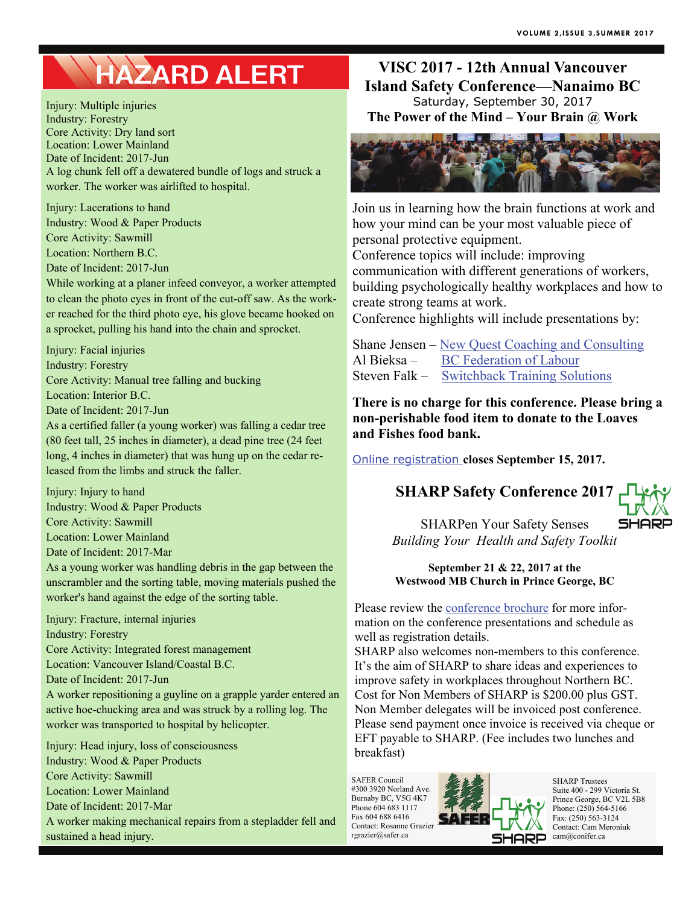# HAZARD ALERT

Injury: Multiple injuries
Industry: Forestry
Core Activity: Dry land sort
Location: Lower Mainland
Date of Incident: 2017-Jun
A log chunk fell off a dewatered bundle of logs and struck a worker. The worker was airlifted to hospital.

Injury: Lacerations to hand
Industry: Wood & Paper Products
Core Activity: Sawmill
Location: Northern B.C.
Date of Incident: 2017-Jun
While working at a planer infeed conveyor, a worker attempted to clean the photo eyes in front of the cut-off saw. As the worker reached for the third photo eye, his glove became hooked on a sprocket, pulling his hand into the chain and sprocket.

Injury: Facial injuries
Industry: Forestry
Core Activity: Manual tree falling and bucking
Location: Interior B.C.
Date of Incident: 2017-Jun
As a certified faller (a young worker) was falling a cedar tree (80 feet tall, 25 inches in diameter), a dead pine tree (24 feet long, 4 inches in diameter) that was hung up on the cedar released from the limbs and struck the faller.

Injury: Injury to hand
Industry: Wood & Paper Products
Core Activity: Sawmill
Location: Lower Mainland
Date of Incident: 2017-Mar
As a young worker was handling debris in the gap between the unscrambler and the sorting table, moving materials pushed the worker's hand against the edge of the sorting table.

Injury: Fracture, internal injuries
Industry: Forestry
Core Activity: Integrated forest management
Location: Vancouver Island/Coastal B.C.
Date of Incident: 2017-Jun
A worker repositioning a guyline on a grapple yarder entered an active hoe-chucking area and was struck by a rolling log. The worker was transported to hospital by helicopter.

Injury: Head injury, loss of consciousness
Industry: Wood & Paper Products
Core Activity: Sawmill
Location: Lower Mainland
Date of Incident: 2017-Mar
A worker making mechanical repairs from a stepladder fell and sustained a head injury.

## VISC 2017 - 12th Annual Vancouver Island Safety Conference—Nanaimo BC

Saturday, September 30, 2017

**The Power of the Mind – Your Brain @ Work**

Join us in learning how the brain functions at work and how your mind can be your most valuable piece of personal protective equipment.
Conference topics will include: improving communication with different generations of workers, building psychologically healthy workplaces and how to create strong teams at work.
Conference highlights will include presentations by:

Shane Jensen – New Quest Coaching and Consulting
Al Bieksa – BC Federation of Labour
Steven Falk – Switchback Training Solutions

**There is no charge for this conference. Please bring a non-perishable food item to donate to the Loaves and Fishes food bank.**

Online registration **closes September 15, 2017.**

## SHARP Safety Conference 2017

SHARPen Your Safety Senses
*Building Your Health and Safety Toolkit*

**September 21 & 22, 2017 at the Westwood MB Church in Prince George, BC**

Please review the conference brochure for more information on the conference presentations and schedule as well as registration details.
SHARP also welcomes non-members to this conference. It's the aim of SHARP to share ideas and experiences to improve safety in workplaces throughout Northern BC. Cost for Non Members of SHARP is $200.00 plus GST. Non Member delegates will be invoiced post conference. Please send payment once invoice is received via cheque or EFT payable to SHARP. (Fee includes two lunches and breakfast)

SAFER Council
#300 3920 Norland Ave.
Burnaby BC, V5G 4K7
Phone 604 683 1117
Fax 604 688 6416
Contact: Rosanne Grazier
rgrazier@safer.ca

SHARP Trustees
Suite 400 - 299 Victoria St.
Prince George, BC V2L 5B8
Phone: (250) 564-5166
Fax: (250) 563-3124
Contact: Cam Meroniuk
cam@conifer.ca